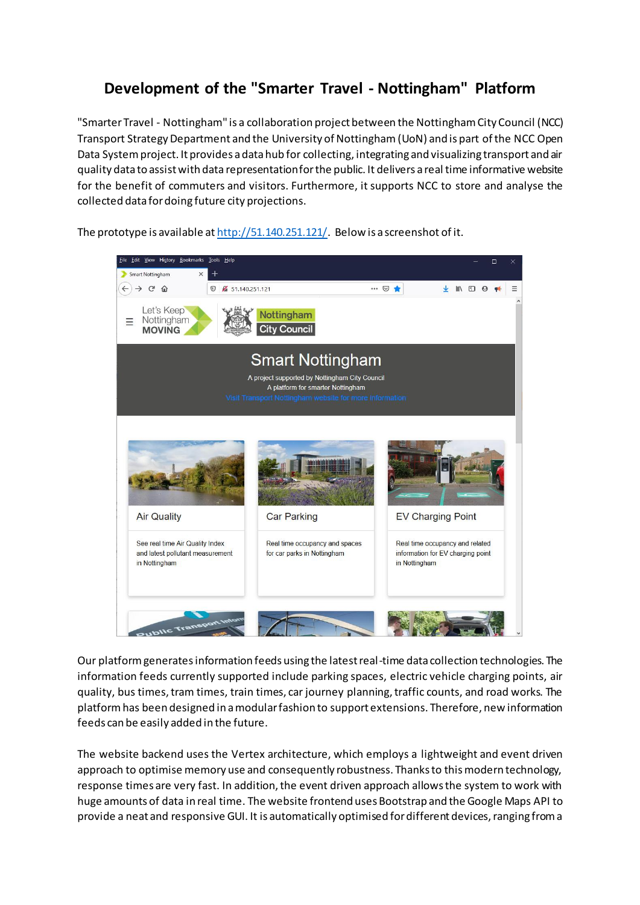# Development of the "Smarter Travel - Nottingham" Platform

"Smarter Travel - Nottingham" is a collaboration project between the Nottingham City Council (NCC) Transport Strategy Department and the University of Nottingham (UoN) and is part of the NCC Open Data System project. It provides a data hub for collecting, integrating and visualizing transport and air quality data to assist with data representation for the public. It delivers a real time informative website for the benefit of commuters and visitors. Furthermore, it supports NCC to store and analyse the collected data for doing future city projections.

The prototype is available at [http://51.140.251.121/](http://51.140.251.121/). Below is a screenshot of it.

Our platform generates information feeds using the latest real-time data collection technologies. The information feeds currently supported include parking spaces, electric vehicle charging points, air quality, bus times, tram times, train times, car journey planning, traffic counts, and road works. The platform has been designed in a modular fashion to support extensions. Therefore, new information feeds can be easily added in the future.

The website backend uses the Vertex architecture, which employs a lightweight and event driven approach to optimise memory use and consequently robustness. Thanks to this modern technology, response times are very fast. In addition, the event driven approach allows the system to work with huge amounts of data in real time. The website frontend uses Bootstrap and the Google Maps API to provide a neat and responsive GUI. It is automatically optimised for different devices, ranging from a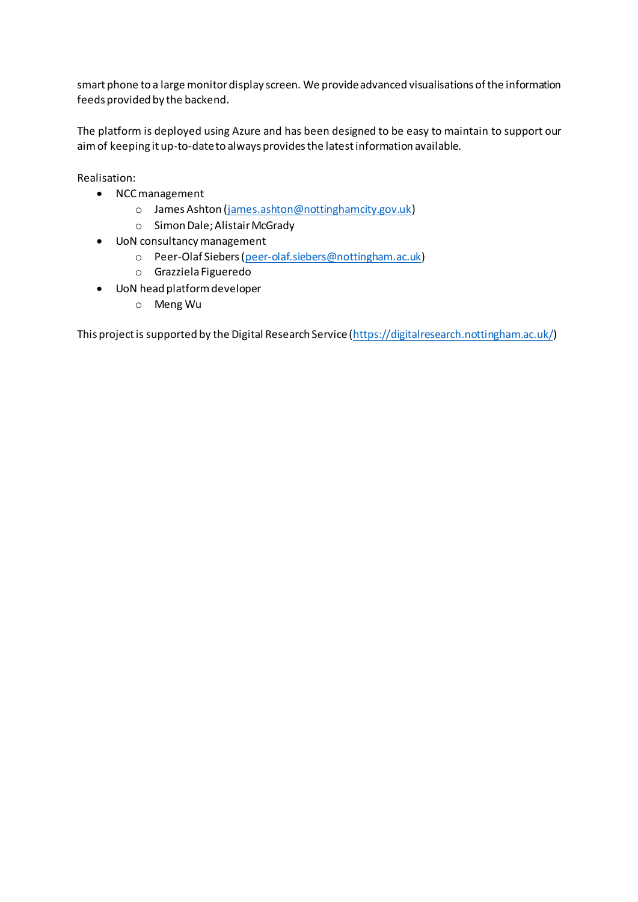smart phone to a large monitor display screen. We provide advanced visualisations of the information feeds provided by the backend.

The platform is deployed using Azure and has been designed to be easy to maintain to support our aim of keeping it up-to-date to always provides the latest information available.

Realisation:

- NCC management
  - James Ashton (james.ashton@nottinghamcity.gov.uk)
  - Simon Dale; Alistair McGrady
- UoN consultancy management
  - Peer-Olaf Siebers (peer-olaf.siebers@nottingham.ac.uk)
  - Grazziela Figueredo
- UoN head platform developer
  - Meng Wu

This project is supported by the Digital Research Service (https://digitalresearch.nottingham.ac.uk/)